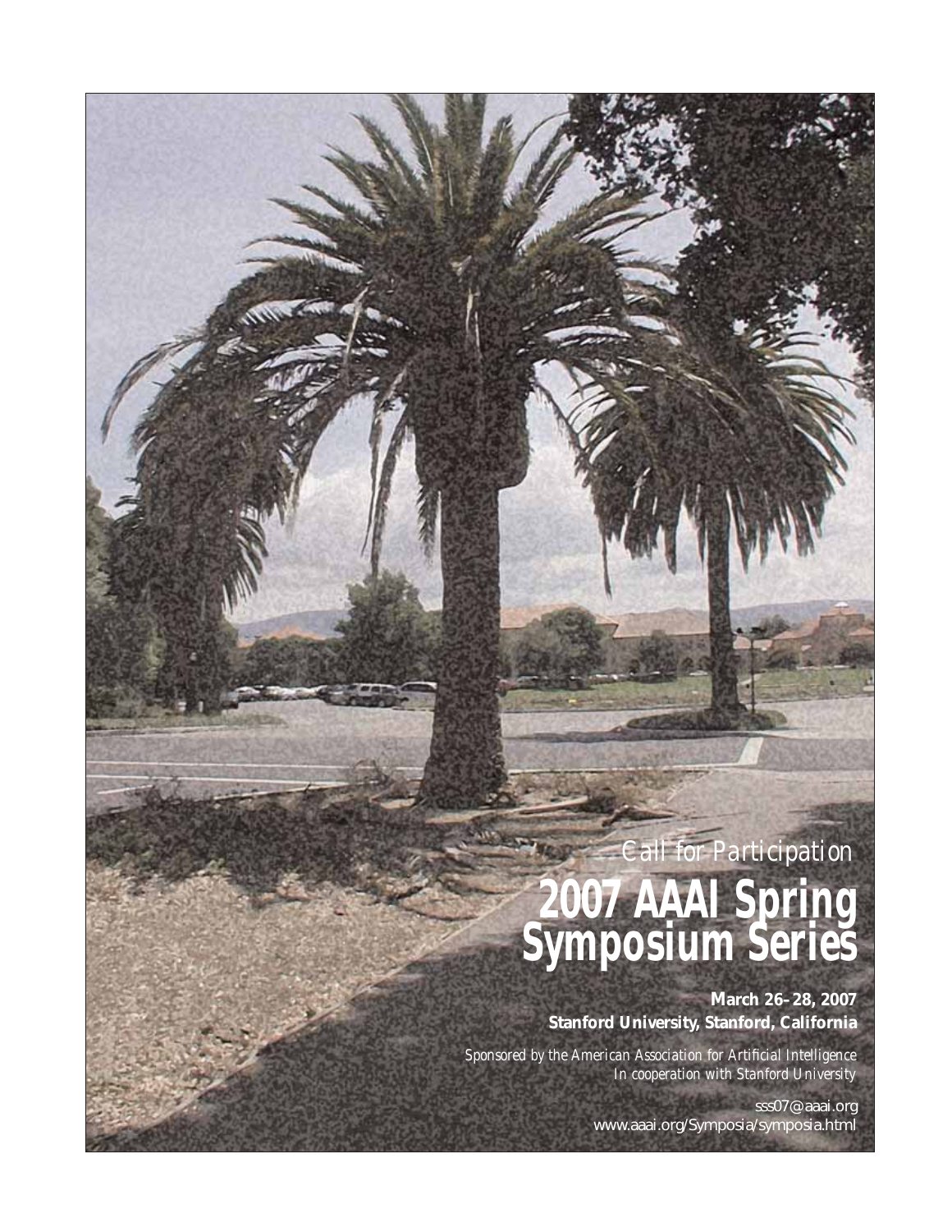*Call for Participation*

# 2007 AAAI Spring Symposium Series

**March 26–28, 2007**
**Stanford University, Stanford, California**

*Sponsored by the American Association for Artificial Intelligence*
*In cooperation with Stanford University*

sss07@aaai.org
www.aaai.org/Symposia/symposia.html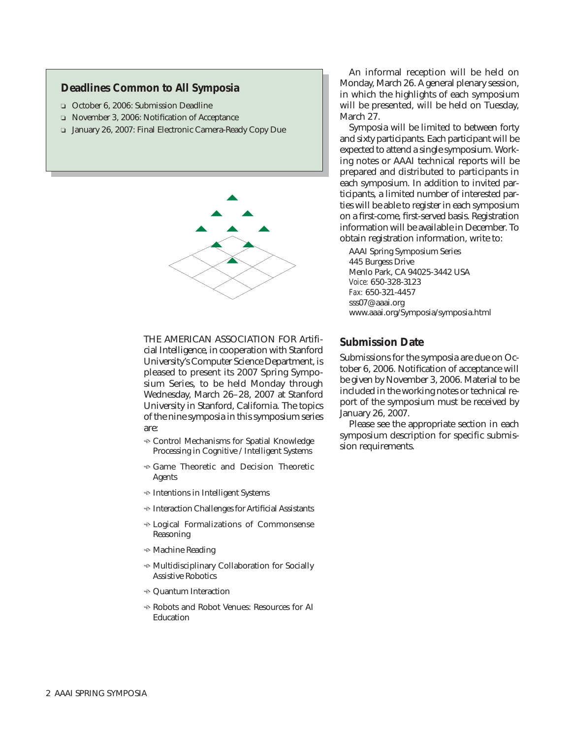## Deadlines Common to All Symposia

- October 6, 2006: Submission Deadline
- November 3, 2006: Notification of Acceptance
- January 26, 2007: Final Electronic Camera-Ready Copy Due

THE AMERICAN ASSOCIATION FOR Artificial Intelligence, in cooperation with Stanford University's Computer Science Department, is pleased to present its 2007 Spring Symposium Series, to be held Monday through Wednesday, March 26–28, 2007 at Stanford University in Stanford, California. The topics of the nine symposia in this symposium series are:

- Control Mechanisms for Spatial Knowledge Processing in Cognitive / Intelligent Systems
- Game Theoretic and Decision Theoretic Agents
- Intentions in Intelligent Systems
- Interaction Challenges for Artificial Assistants
- Logical Formalizations of Commonsense Reasoning
- Machine Reading
- Multidisciplinary Collaboration for Socially Assistive Robotics
- Quantum Interaction
- Robots and Robot Venues: Resources for AI Education

An informal reception will be held on Monday, March 26. A general plenary session, in which the highlights of each symposium will be presented, will be held on Tuesday, March 27.

Symposia will be limited to between forty and sixty participants. Each participant will be expected to attend a single symposium. Working notes or AAAI technical reports will be prepared and distributed to participants in each symposium. In addition to invited participants, a limited number of interested parties will be able to register in each symposium on a first-come, first-served basis. Registration information will be available in December. To obtain registration information, write to:

AAAI Spring Symposium Series
445 Burgess Drive
Menlo Park, CA 94025-3442 USA
*Voice:* 650-328-3123
*Fax:* 650-321-4457
sss07@aaai.org
www.aaai.org/Symposia/symposia.html

## Submission Date

Submissions for the symposia are due on October 6, 2006. Notification of acceptance will be given by November 3, 2006. Material to be included in the working notes or technical report of the symposium must be received by January 26, 2007.

Please see the appropriate section in each symposium description for specific submission requirements.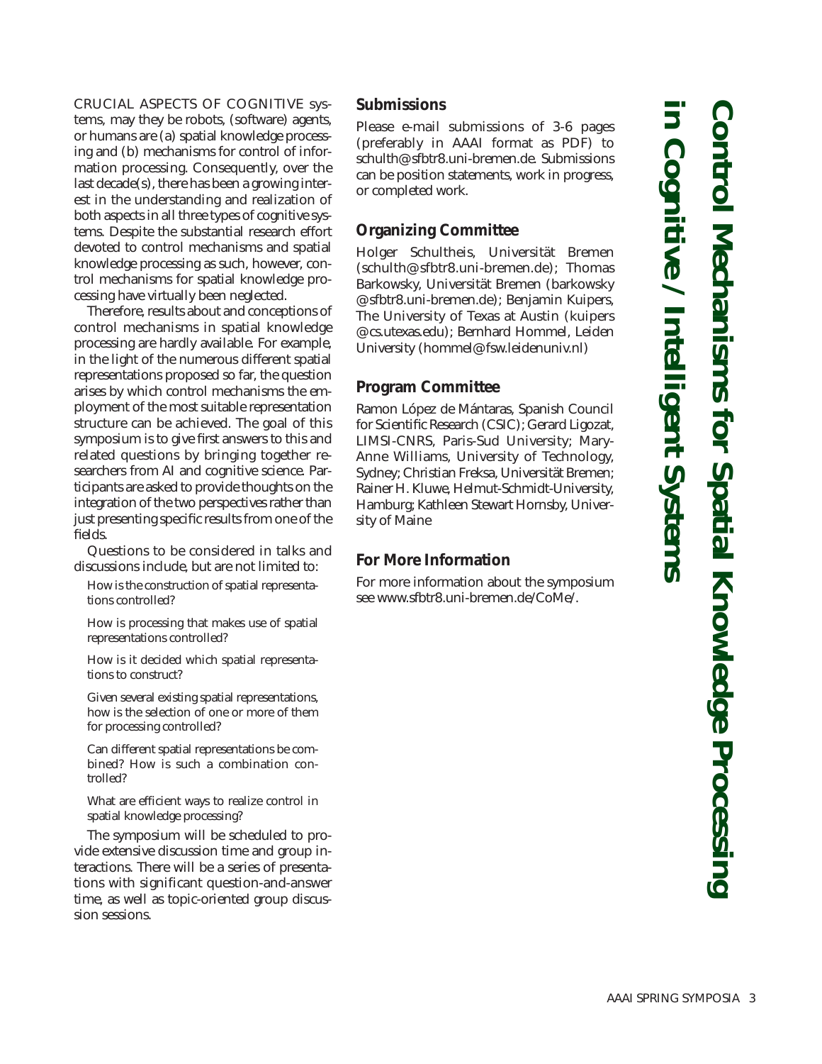# Control Mechanisms for Spatial Knowledge Processing in Cognitive / Intelligent Systems

CRUCIAL ASPECTS OF COGNITIVE systems, may they be robots, (software) agents, or humans are (a) spatial knowledge processing and (b) mechanisms for control of information processing. Consequently, over the last decade(s), there has been a growing interest in the understanding and realization of both aspects in all three types of cognitive systems. Despite the substantial research effort devoted to control mechanisms and spatial knowledge processing as such, however, control mechanisms for spatial knowledge processing have virtually been neglected.

Therefore, results about and conceptions of control mechanisms in spatial knowledge processing are hardly available. For example, in the light of the numerous different spatial representations proposed so far, the question arises by which control mechanisms the employment of the most suitable representation structure can be achieved. The goal of this symposium is to give first answers to this and related questions by bringing together researchers from AI and cognitive science. Participants are asked to provide thoughts on the integration of the two perspectives rather than just presenting specific results from one of the fields.

Questions to be considered in talks and discussions include, but are not limited to:

How is the construction of spatial representations controlled?

How is processing that makes use of spatial representations controlled?

How is it decided which spatial representations to construct?

Given several existing spatial representations, how is the selection of one or more of them for processing controlled?

Can different spatial representations be combined? How is such a combination controlled?

What are efficient ways to realize control in spatial knowledge processing?

The symposium will be scheduled to provide extensive discussion time and group interactions. There will be a series of presentations with significant question-and-answer time, as well as topic-oriented group discussion sessions.

## Submissions

Please e-mail submissions of 3-6 pages (preferably in AAAI format as PDF) to schulth@sfbtr8.uni-bremen.de. Submissions can be position statements, work in progress, or completed work.

## Organizing Committee

Holger Schultheis, Universität Bremen (schulth@sfbtr8.uni-bremen.de); Thomas Barkowsky, Universität Bremen (barkowsky @sfbtr8.uni-bremen.de); Benjamin Kuipers, The University of Texas at Austin (kuipers @cs.utexas.edu); Bernhard Hommel, Leiden University (hommel@fsw.leidenuniv.nl)

## Program Committee

Ramon López de Mántaras, Spanish Council for Scientific Research (CSIC); Gerard Ligozat, LIMSI-CNRS, Paris-Sud University; Mary-Anne Williams, University of Technology, Sydney; Christian Freksa, Universität Bremen; Rainer H. Kluwe, Helmut-Schmidt-University, Hamburg; Kathleen Stewart Hornsby, University of Maine

## For More Information

For more information about the symposium see www.sfbtr8.uni-bremen.de/CoMe/.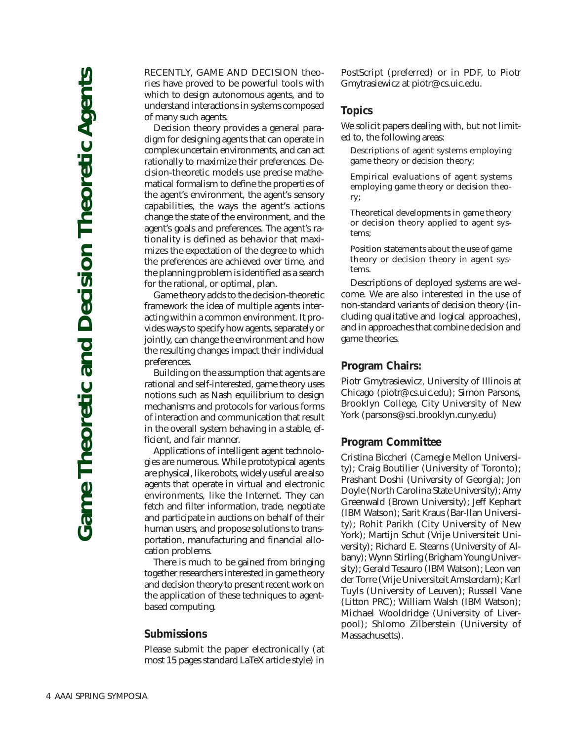# Game Theoretic and Decision Theoretic Agents

RECENTLY, GAME AND DECISION theories have proved to be powerful tools with which to design autonomous agents, and to understand interactions in systems composed of many such agents.

Decision theory provides a general paradigm for designing agents that can operate in complex uncertain environments, and can act rationally to maximize their preferences. Decision-theoretic models use precise mathematical formalism to define the properties of the agent's environment, the agent's sensory capabilities, the ways the agent's actions change the state of the environment, and the agent's goals and preferences. The agent's rationality is defined as behavior that maximizes the expectation of the degree to which the preferences are achieved over time, and the planning problem is identified as a search for the rational, or optimal, plan.

Game theory adds to the decision-theoretic framework the idea of multiple agents interacting within a common environment. It provides ways to specify how agents, separately or jointly, can change the environment and how the resulting changes impact their individual preferences.

Building on the assumption that agents are rational and self-interested, game theory uses notions such as Nash equilibrium to design mechanisms and protocols for various forms of interaction and communication that result in the overall system behaving in a stable, efficient, and fair manner.

Applications of intelligent agent technologies are numerous. While prototypical agents are physical, like robots, widely useful are also agents that operate in virtual and electronic environments, like the Internet. They can fetch and filter information, trade, negotiate and participate in auctions on behalf of their human users, and propose solutions to transportation, manufacturing and financial allocation problems.

There is much to be gained from bringing together researchers interested in game theory and decision theory to present recent work on the application of these techniques to agent-based computing.

## Submissions

Please submit the paper electronically (at most 15 pages standard LaTeX article style) in PostScript (preferred) or in PDF, to Piotr Gmytrasiewicz at piotr@cs.uic.edu.

## Topics

We solicit papers dealing with, but not limited to, the following areas:

Descriptions of agent systems employing game theory or decision theory;

Empirical evaluations of agent systems employing game theory or decision theory;

Theoretical developments in game theory or decision theory applied to agent systems;

Position statements about the use of game theory or decision theory in agent systems.

Descriptions of deployed systems are welcome. We are also interested in the use of non-standard variants of decision theory (including qualitative and logical approaches), and in approaches that combine decision and game theories.

## Program Chairs:

Piotr Gmytrasiewicz, University of Illinois at Chicago (piotr@cs.uic.edu); Simon Parsons, Brooklyn College, City University of New York (parsons@sci.brooklyn.cuny.edu)

## Program Committee

Cristina Bicchieri (Carnegie Mellon University); Craig Boutilier (University of Toronto); Prashant Doshi (University of Georgia); Jon Doyle (North Carolina State University); Amy Greenwald (Brown University); Jeff Kephart (IBM Watson); Sarit Kraus (Bar-Ilan University); Rohit Parikh (City University of New York); Martijn Schut (Vrije Universiteit University); Richard E. Stearns (University of Albany); Wynn Stirling (Brigham Young University); Gerald Tesauro (IBM Watson); Leon van der Torre (Vrije Universiteit Amsterdam); Karl Tuyls (University of Leuven); Russell Vane (Litton PRC); William Walsh (IBM Watson); Michael Wooldridge (University of Liverpool); Shlomo Zilberstein (University of Massachusetts).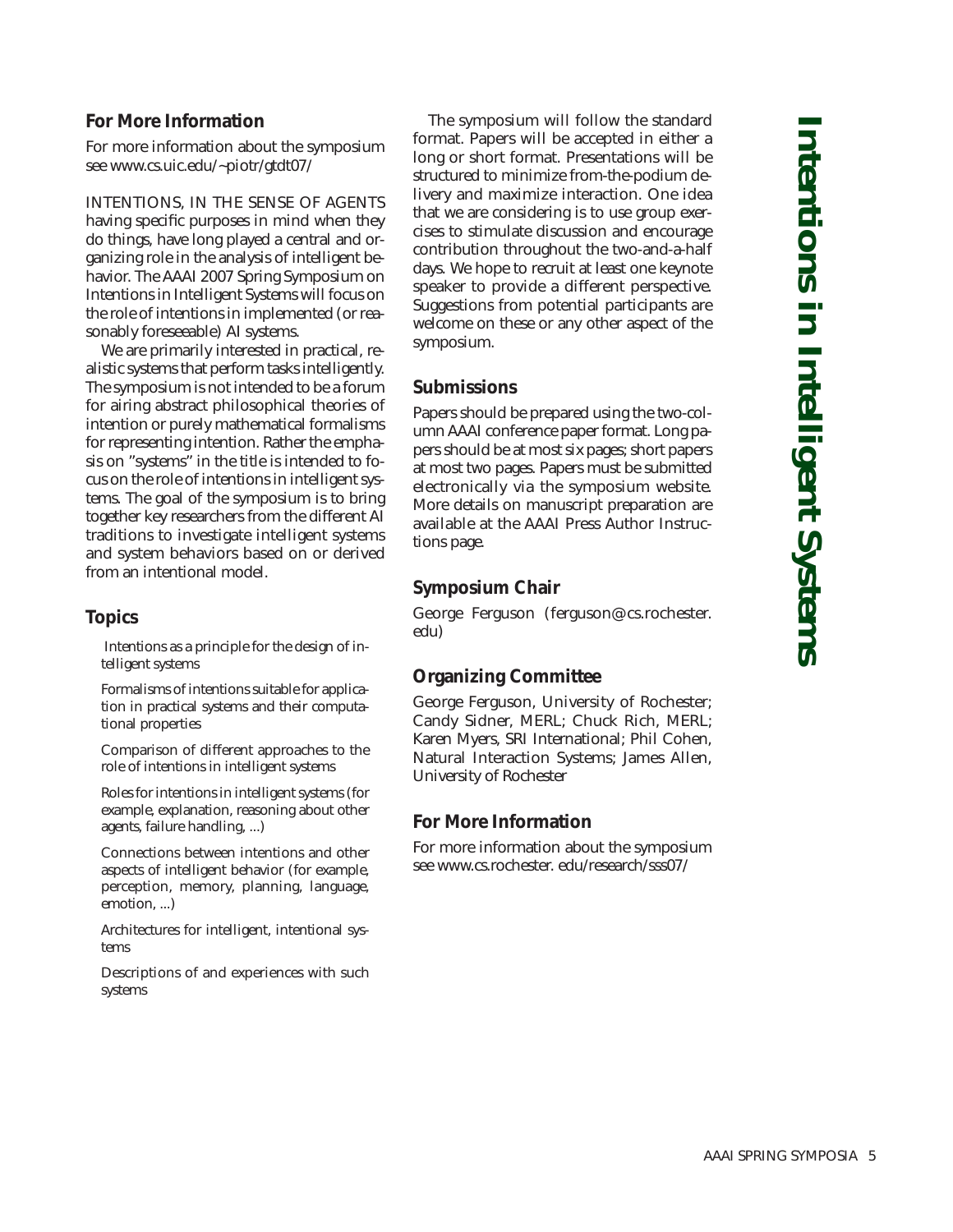## For More Information

For more information about the symposium see www.cs.uic.edu/~piotr/gtdt07/

# Intentions in Intelligent Systems

INTENTIONS, IN THE SENSE OF AGENTS having specific purposes in mind when they do things, have long played a central and organizing role in the analysis of intelligent behavior. The AAAI 2007 Spring Symposium on Intentions in Intelligent Systems will focus on the role of intentions in implemented (or reasonably foreseeable) AI systems.

We are primarily interested in practical, realistic systems that perform tasks intelligently. The symposium is not intended to be a forum for airing abstract philosophical theories of intention or purely mathematical formalisms for representing intention. Rather the emphasis on "systems" in the title is intended to focus on the role of intentions in intelligent systems. The goal of the symposium is to bring together key researchers from the different AI traditions to investigate intelligent systems and system behaviors based on or derived from an intentional model.

## Topics

- Intentions as a principle for the design of intelligent systems
- Formalisms of intentions suitable for application in practical systems and their computational properties
- Comparison of different approaches to the role of intentions in intelligent systems
- Roles for intentions in intelligent systems (for example, explanation, reasoning about other agents, failure handling, ...)
- Connections between intentions and other aspects of intelligent behavior (for example, perception, memory, planning, language, emotion, ...)
- Architectures for intelligent, intentional systems
- Descriptions of and experiences with such systems

The symposium will follow the standard format. Papers will be accepted in either a long or short format. Presentations will be structured to minimize from-the-podium delivery and maximize interaction. One idea that we are considering is to use group exercises to stimulate discussion and encourage contribution throughout the two-and-a-half days. We hope to recruit at least one keynote speaker to provide a different perspective. Suggestions from potential participants are welcome on these or any other aspect of the symposium.

## Submissions

Papers should be prepared using the two-column AAAI conference paper format. Long papers should be at most six pages; short papers at most two pages. Papers must be submitted electronically via the symposium website. More details on manuscript preparation are available at the AAAI Press Author Instructions page.

## Symposium Chair

George Ferguson (ferguson@cs.rochester.edu)

## Organizing Committee

George Ferguson, University of Rochester; Candy Sidner, MERL; Chuck Rich, MERL; Karen Myers, SRI International; Phil Cohen, Natural Interaction Systems; James Allen, University of Rochester

## For More Information

For more information about the symposium see www.cs.rochester. edu/research/sss07/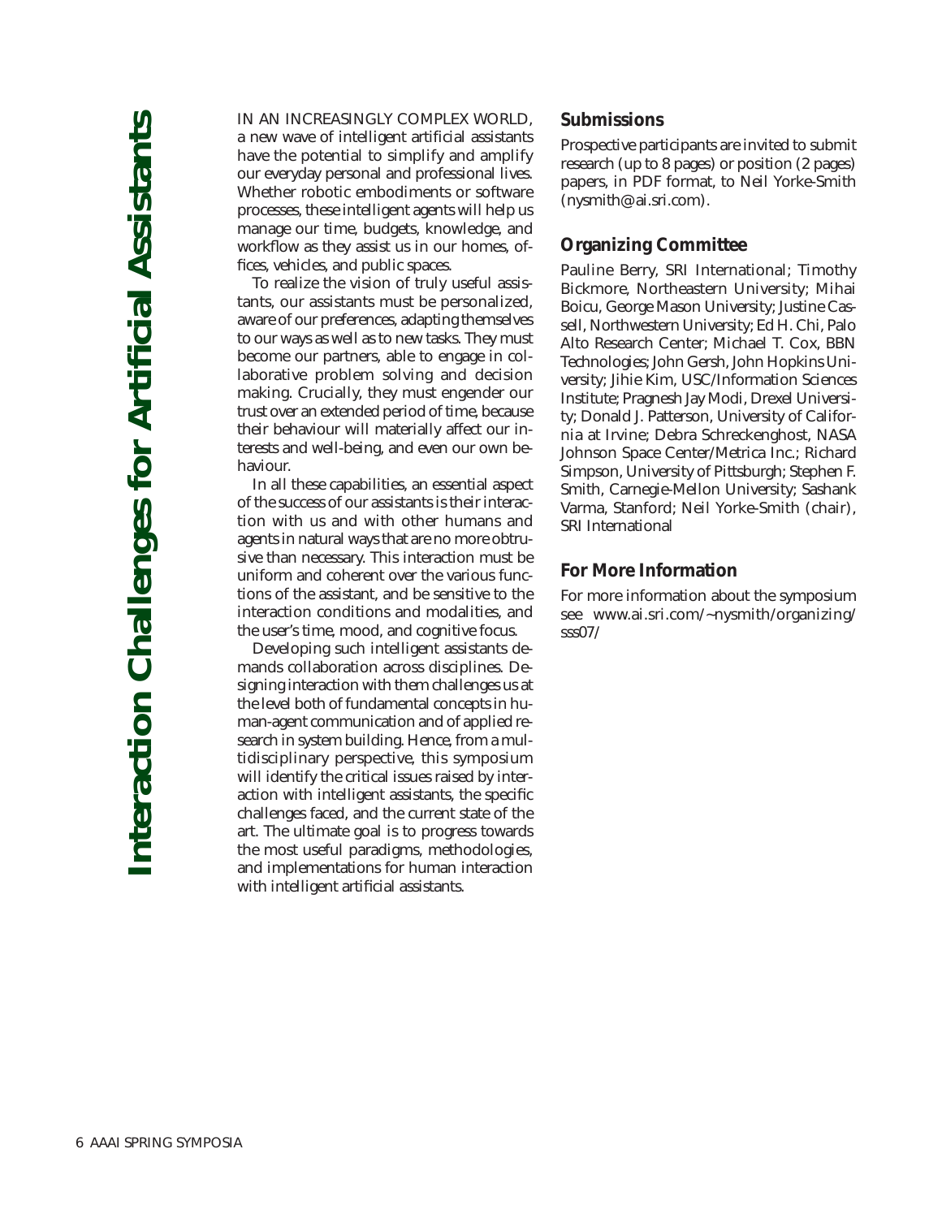# Interaction Challenges for Artificial Assistants

IN AN INCREASINGLY COMPLEX WORLD, a new wave of intelligent artificial assistants have the potential to simplify and amplify our everyday personal and professional lives. Whether robotic embodiments or software processes, these intelligent agents will help us manage our time, budgets, knowledge, and workflow as they assist us in our homes, offices, vehicles, and public spaces.

To realize the vision of truly useful assistants, our assistants must be personalized, aware of our preferences, adapting themselves to our ways as well as to new tasks. They must become our partners, able to engage in collaborative problem solving and decision making. Crucially, they must engender our trust over an extended period of time, because their behaviour will materially affect our interests and well-being, and even our own behaviour.

In all these capabilities, an essential aspect of the success of our assistants is their interaction with us and with other humans and agents in natural ways that are no more obtrusive than necessary. This interaction must be uniform and coherent over the various functions of the assistant, and be sensitive to the interaction conditions and modalities, and the user's time, mood, and cognitive focus.

Developing such intelligent assistants demands collaboration across disciplines. Designing interaction with them challenges us at the level both of fundamental concepts in human-agent communication and of applied research in system building. Hence, from a multidisciplinary perspective, this symposium will identify the critical issues raised by interaction with intelligent assistants, the specific challenges faced, and the current state of the art. The ultimate goal is to progress towards the most useful paradigms, methodologies, and implementations for human interaction with intelligent artificial assistants.

## Submissions

Prospective participants are invited to submit research (up to 8 pages) or position (2 pages) papers, in PDF format, to Neil Yorke-Smith (nysmith@ai.sri.com).

## Organizing Committee

Pauline Berry, SRI International; Timothy Bickmore, Northeastern University; Mihai Boicu, George Mason University; Justine Cassell, Northwestern University; Ed H. Chi, Palo Alto Research Center; Michael T. Cox, BBN Technologies; John Gersh, John Hopkins University; Jihie Kim, USC/Information Sciences Institute; Pragnesh Jay Modi, Drexel University; Donald J. Patterson, University of California at Irvine; Debra Schreckenghost, NASA Johnson Space Center/Metrica Inc.; Richard Simpson, University of Pittsburgh; Stephen F. Smith, Carnegie-Mellon University; Sashank Varma, Stanford; Neil Yorke-Smith (chair), SRI International

## For More Information

For more information about the symposium see www.ai.sri.com/~nysmith/organizing/sss07/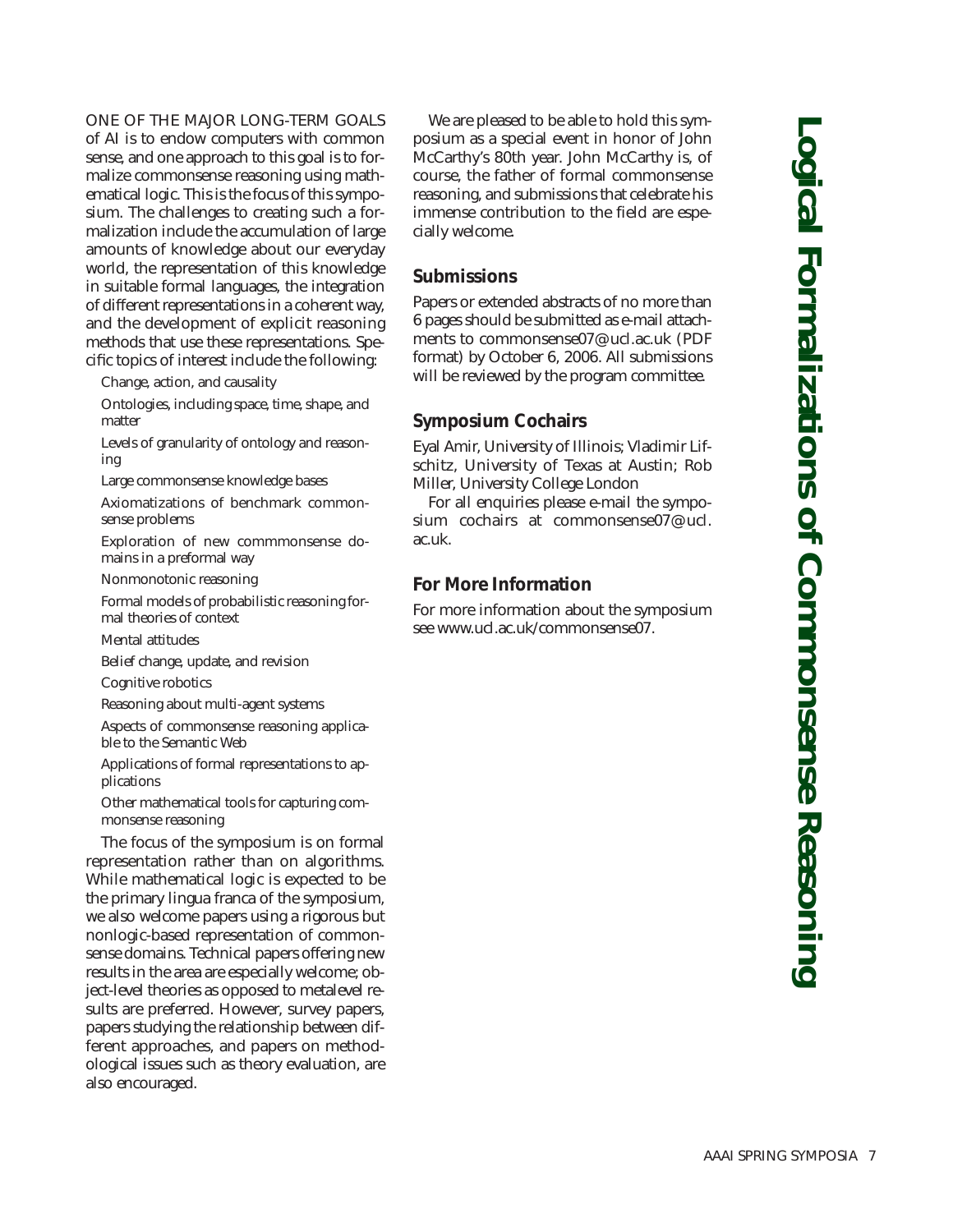# Logical Formalizations of Commonsense Reasoning

ONE OF THE MAJOR LONG-TERM GOALS of AI is to endow computers with common sense, and one approach to this goal is to formalize commonsense reasoning using mathematical logic. This is the focus of this symposium. The challenges to creating such a formalization include the accumulation of large amounts of knowledge about our everyday world, the representation of this knowledge in suitable formal languages, the integration of different representations in a coherent way, and the development of explicit reasoning methods that use these representations. Specific topics of interest include the following:

- Change, action, and causality
- Ontologies, including space, time, shape, and matter
- Levels of granularity of ontology and reasoning
- Large commonsense knowledge bases
- Axiomatizations of benchmark commonsense problems
- Exploration of new commmonsense domains in a preformal way
- Nonmonotonic reasoning
- Formal models of probabilistic reasoning formal theories of context
- Mental attitudes
- Belief change, update, and revision
- Cognitive robotics
- Reasoning about multi-agent systems
- Aspects of commonsense reasoning applicable to the Semantic Web
- Applications of formal representations to applications
- Other mathematical tools for capturing commonsense reasoning

The focus of the symposium is on formal representation rather than on algorithms. While mathematical logic is expected to be the primary lingua franca of the symposium, we also welcome papers using a rigorous but nonlogic-based representation of commonsense domains. Technical papers offering new results in the area are especially welcome; object-level theories as opposed to metalevel results are preferred. However, survey papers, papers studying the relationship between different approaches, and papers on methodological issues such as theory evaluation, are also encouraged.

We are pleased to be able to hold this symposium as a special event in honor of John McCarthy's 80th year. John McCarthy is, of course, the father of formal commonsense reasoning, and submissions that celebrate his immense contribution to the field are especially welcome.

## Submissions

Papers or extended abstracts of no more than 6 pages should be submitted as e-mail attachments to commonsense07@ucl.ac.uk (PDF format) by October 6, 2006. All submissions will be reviewed by the program committee.

## Symposium Cochairs

Eyal Amir, University of Illinois; Vladimir Lifschitz, University of Texas at Austin; Rob Miller, University College London

For all enquiries please e-mail the symposium cochairs at commonsense07@ucl.ac.uk.

## For More Information

For more information about the symposium see www.ucl.ac.uk/commonsense07.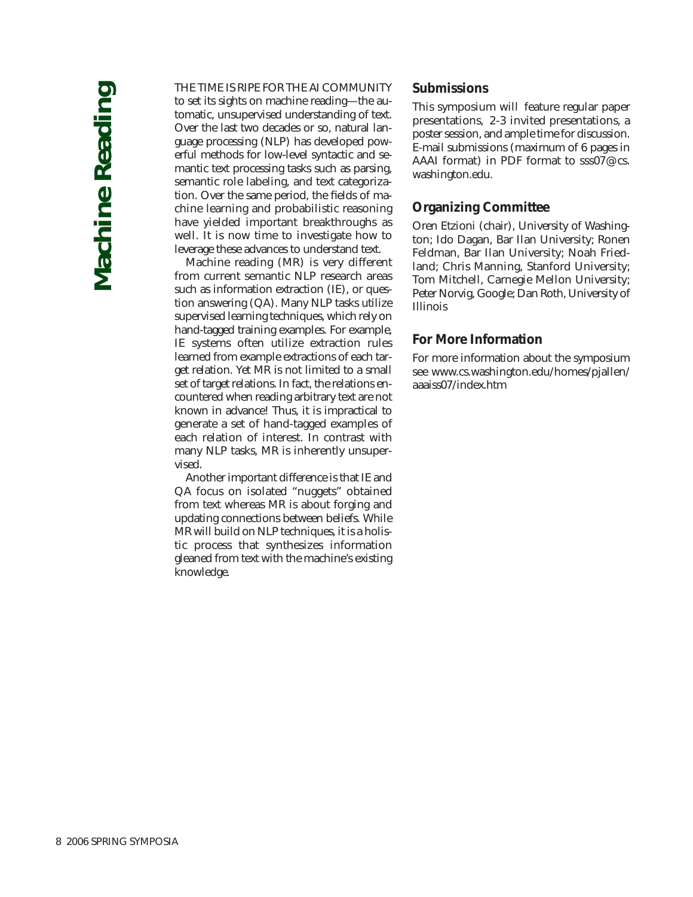# Machine Reading

THE TIME IS RIPE FOR THE AI COMMUNITY to set its sights on machine reading—the automatic, unsupervised understanding of text. Over the last two decades or so, natural language processing (NLP) has developed powerful methods for low-level syntactic and semantic text processing tasks such as parsing, semantic role labeling, and text categorization. Over the same period, the fields of machine learning and probabilistic reasoning have yielded important breakthroughs as well. It is now time to investigate how to leverage these advances to understand text.

Machine reading (MR) is very different from current semantic NLP research areas such as information extraction (IE), or question answering (QA). Many NLP tasks utilize supervised learning techniques, which rely on hand-tagged training examples. For example, IE systems often utilize extraction rules learned from example extractions of each target relation. Yet MR is not limited to a small set of target relations. In fact, the relations encountered when reading arbitrary text are not known in advance! Thus, it is impractical to generate a set of hand-tagged examples of each relation of interest. In contrast with many NLP tasks, MR is inherently unsupervised.

Another important difference is that IE and QA focus on isolated "nuggets" obtained from text whereas MR is about forging and updating connections between beliefs. While MR will build on NLP techniques, it is a holistic process that synthesizes information gleaned from text with the machine's existing knowledge.

## Submissions

This symposium will feature regular paper presentations, 2-3 invited presentations, a poster session, and ample time for discussion. E-mail submissions (maximum of 6 pages in AAAI format) in PDF format to sss07@cs.washington.edu.

## Organizing Committee

Oren Etzioni (chair), University of Washington; Ido Dagan, Bar Ilan University; Ronen Feldman, Bar Ilan University; Noah Friedland; Chris Manning, Stanford University; Tom Mitchell, Carnegie Mellon University; Peter Norvig, Google; Dan Roth, University of Illinois

## For More Information

For more information about the symposium see www.cs.washington.edu/homes/pjallen/aaaiss07/index.htm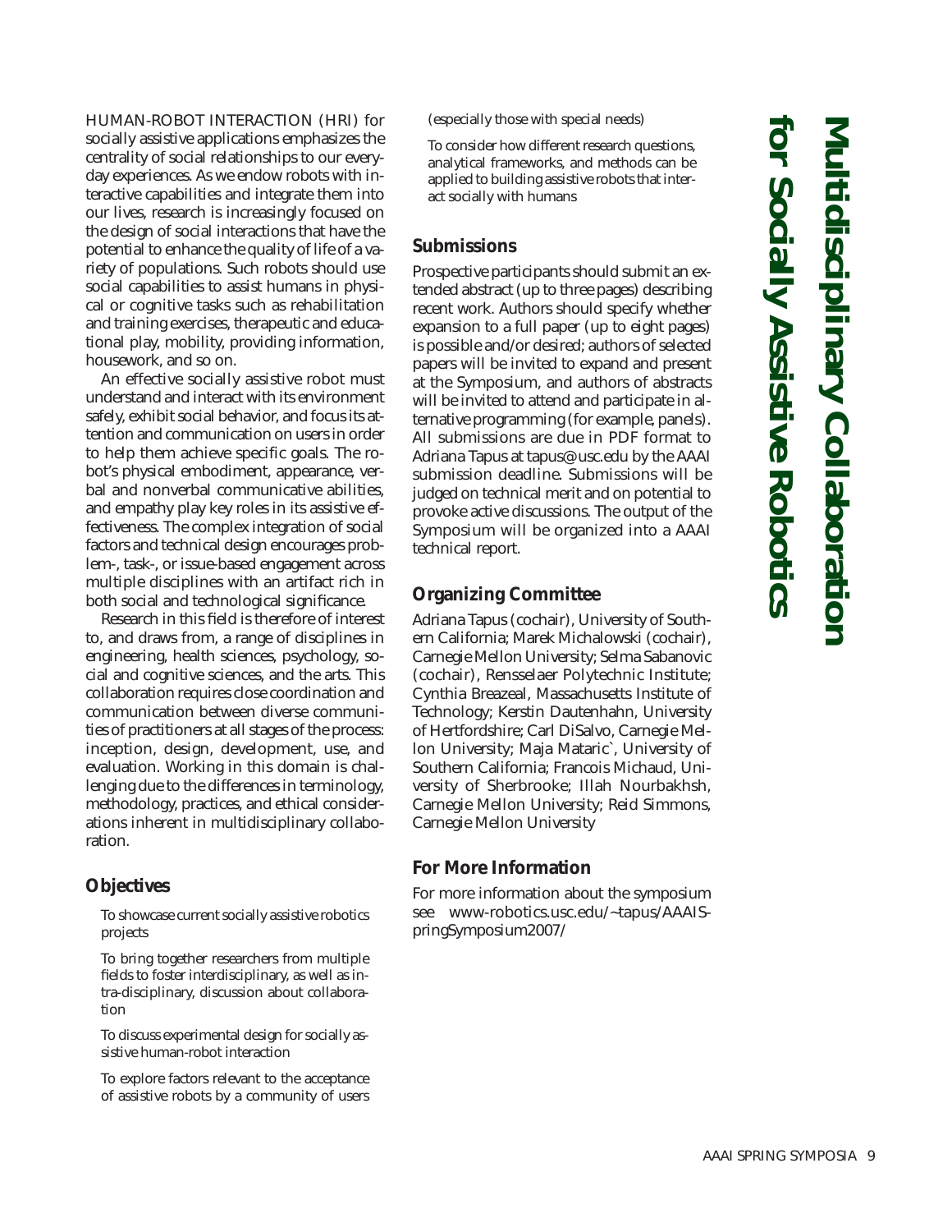# Multidisciplinary Collaboration for Socially Assistive Robotics

HUMAN-ROBOT INTERACTION (HRI) for socially assistive applications emphasizes the centrality of social relationships to our everyday experiences. As we endow robots with interactive capabilities and integrate them into our lives, research is increasingly focused on the design of social interactions that have the potential to enhance the quality of life of a variety of populations. Such robots should use social capabilities to assist humans in physical or cognitive tasks such as rehabilitation and training exercises, therapeutic and educational play, mobility, providing information, housework, and so on.

An effective socially assistive robot must understand and interact with its environment safely, exhibit social behavior, and focus its attention and communication on users in order to help them achieve specific goals. The robot's physical embodiment, appearance, verbal and nonverbal communicative abilities, and empathy play key roles in its assistive effectiveness. The complex integration of social factors and technical design encourages problem-, task-, or issue-based engagement across multiple disciplines with an artifact rich in both social and technological significance.

Research in this field is therefore of interest to, and draws from, a range of disciplines in engineering, health sciences, psychology, social and cognitive sciences, and the arts. This collaboration requires close coordination and communication between diverse communities of practitioners at all stages of the process: inception, design, development, use, and evaluation. Working in this domain is challenging due to the differences in terminology, methodology, practices, and ethical considerations inherent in multidisciplinary collaboration.

## Objectives

To showcase current socially assistive robotics projects

To bring together researchers from multiple fields to foster interdisciplinary, as well as intra-disciplinary, discussion about collaboration

To discuss experimental design for socially assistive human-robot interaction

To explore factors relevant to the acceptance of assistive robots by a community of users (especially those with special needs)

To consider how different research questions, analytical frameworks, and methods can be applied to building assistive robots that interact socially with humans

## Submissions

Prospective participants should submit an extended abstract (up to three pages) describing recent work. Authors should specify whether expansion to a full paper (up to eight pages) is possible and/or desired; authors of selected papers will be invited to expand and present at the Symposium, and authors of abstracts will be invited to attend and participate in alternative programming (for example, panels). All submissions are due in PDF format to Adriana Tapus at tapus@usc.edu by the AAAI submission deadline. Submissions will be judged on technical merit and on potential to provoke active discussions. The output of the Symposium will be organized into a AAAI technical report.

## Organizing Committee

Adriana Tapus (cochair), University of Southern California; Marek Michalowski (cochair), Carnegie Mellon University; Selma Sabanovic (cochair), Rensselaer Polytechnic Institute; Cynthia Breazeal, Massachusetts Institute of Technology; Kerstin Dautenhahn, University of Hertfordshire; Carl DiSalvo, Carnegie Mellon University; Maja Mataric`, University of Southern California; Francois Michaud, University of Sherbrooke; Illah Nourbakhsh, Carnegie Mellon University; Reid Simmons, Carnegie Mellon University

## For More Information

For more information about the symposium see www-robotics.usc.edu/~tapus/AAAISpringSymposium2007/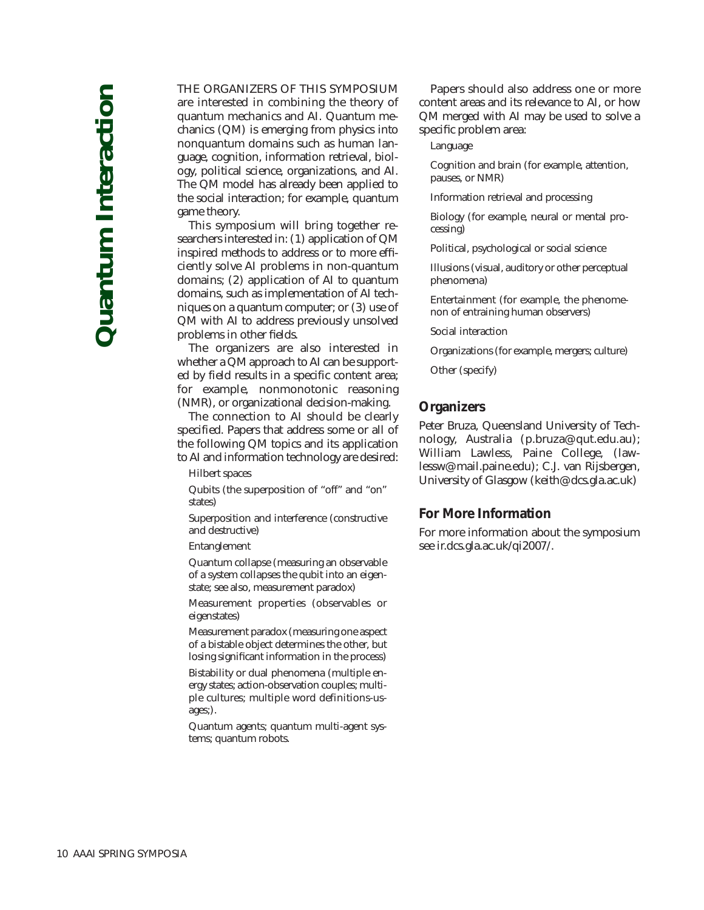# Quantum Interaction

THE ORGANIZERS OF THIS SYMPOSIUM are interested in combining the theory of quantum mechanics and AI. Quantum mechanics (QM) is emerging from physics into nonquantum domains such as human language, cognition, information retrieval, biology, political science, organizations, and AI. The QM model has already been applied to the social interaction; for example, quantum game theory.

This symposium will bring together researchers interested in: (1) application of QM inspired methods to address or to more efficiently solve AI problems in non-quantum domains; (2) application of AI to quantum domains, such as implementation of AI techniques on a quantum computer; or (3) use of QM with AI to address previously unsolved problems in other fields.

The organizers are also interested in whether a QM approach to AI can be supported by field results in a specific content area; for example, nonmonotonic reasoning (NMR), or organizational decision-making.

The connection to AI should be clearly specified. Papers that address some or all of the following QM topics and its application to AI and information technology are desired:

- Hilbert spaces
- Qubits (the superposition of "off" and "on" states)
- Superposition and interference (constructive and destructive)
- Entanglement
- Quantum collapse (measuring an observable of a system collapses the qubit into an eigenstate; see also, measurement paradox)
- Measurement properties (observables or eigenstates)
- Measurement paradox (measuring one aspect of a bistable object determines the other, but losing significant information in the process)
- Bistability or dual phenomena (multiple energy states; action-observation couples; multiple cultures; multiple word definitions-usages;).
- Quantum agents; quantum multi-agent systems; quantum robots.

Papers should also address one or more content areas and its relevance to AI, or how QM merged with AI may be used to solve a specific problem area:

- Language
- Cognition and brain (for example, attention, pauses, or NMR)
- Information retrieval and processing
- Biology (for example, neural or mental processing)
- Political, psychological or social science
- Illusions (visual, auditory or other perceptual phenomena)
- Entertainment (for example, the phenomenon of entraining human observers)
- Social interaction
- Organizations (for example, mergers; culture)
- Other (specify)

## Organizers

Peter Bruza, Queensland University of Technology, Australia (p.bruza@qut.edu.au); William Lawless, Paine College, (lawlessw@mail.paine.edu); C.J. van Rijsbergen, University of Glasgow (keith@dcs.gla.ac.uk)

## For More Information

For more information about the symposium see ir.dcs.gla.ac.uk/qi2007/.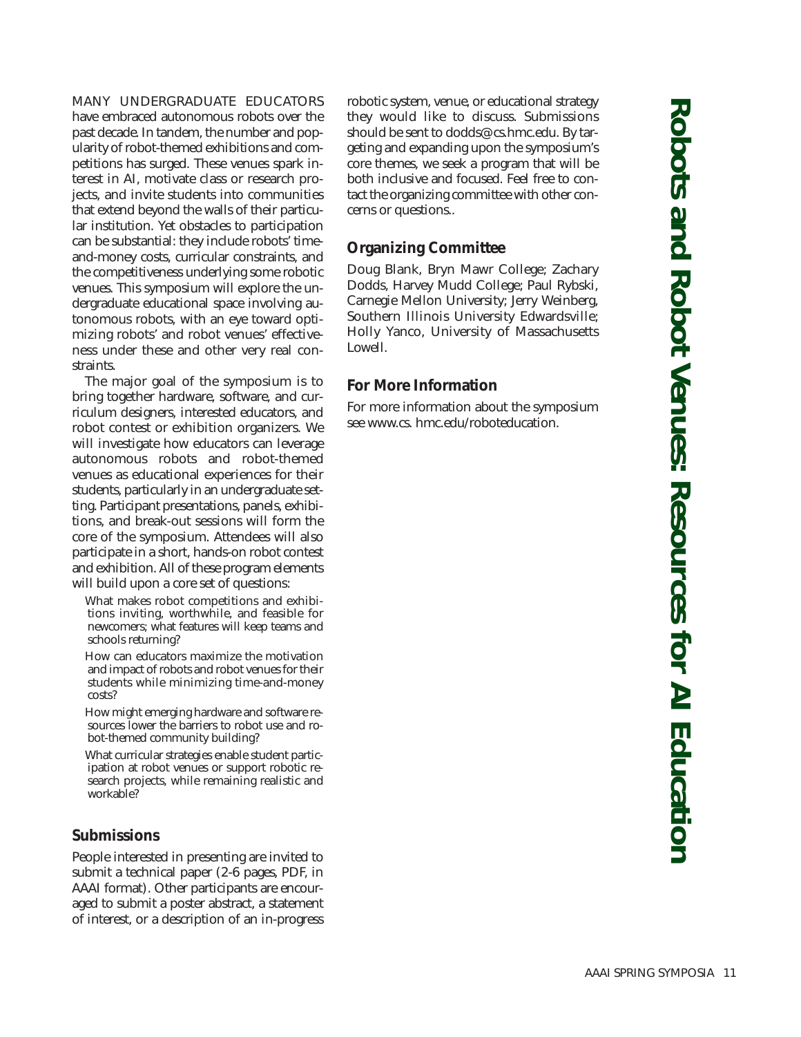# Robots and Robot Venues: Resources for AI Education

MANY UNDERGRADUATE EDUCATORS have embraced autonomous robots over the past decade. In tandem, the number and popularity of robot-themed exhibitions and competitions has surged. These venues spark interest in AI, motivate class or research projects, and invite students into communities that extend beyond the walls of their particular institution. Yet obstacles to participation can be substantial: they include robots' time-and-money costs, curricular constraints, and the competitiveness underlying some robotic venues. This symposium will explore the undergraduate educational space involving autonomous robots, with an eye toward optimizing robots' and robot venues' effectiveness under these and other very real constraints.

The major goal of the symposium is to bring together hardware, software, and curriculum designers, interested educators, and robot contest or exhibition organizers. We will investigate how educators can leverage autonomous robots and robot-themed venues as educational experiences for their students, particularly in an undergraduate setting. Participant presentations, panels, exhibitions, and break-out sessions will form the core of the symposium. Attendees will also participate in a short, hands-on robot contest and exhibition. All of these program elements will build upon a core set of questions:

- What makes robot competitions and exhibitions inviting, worthwhile, and feasible for newcomers; what features will keep teams and schools returning?
- How can educators maximize the motivation and impact of robots and robot venues for their students while minimizing time-and-money costs?
- How might emerging hardware and software resources lower the barriers to robot use and robot-themed community building?
- What curricular strategies enable student participation at robot venues or support robotic research projects, while remaining realistic and workable?

## Submissions

People interested in presenting are invited to submit a technical paper (2-6 pages, PDF, in AAAI format). Other participants are encouraged to submit a poster abstract, a statement of interest, or a description of an in-progress robotic system, venue, or educational strategy they would like to discuss. Submissions should be sent to dodds@cs.hmc.edu. By targeting and expanding upon the symposium's core themes, we seek a program that will be both inclusive and focused. Feel free to contact the organizing committee with other concerns or questions..

## Organizing Committee

Doug Blank, Bryn Mawr College; Zachary Dodds, Harvey Mudd College; Paul Rybski, Carnegie Mellon University; Jerry Weinberg, Southern Illinois University Edwardsville; Holly Yanco, University of Massachusetts Lowell.

## For More Information

For more information about the symposium see www.cs. hmc.edu/roboteducation.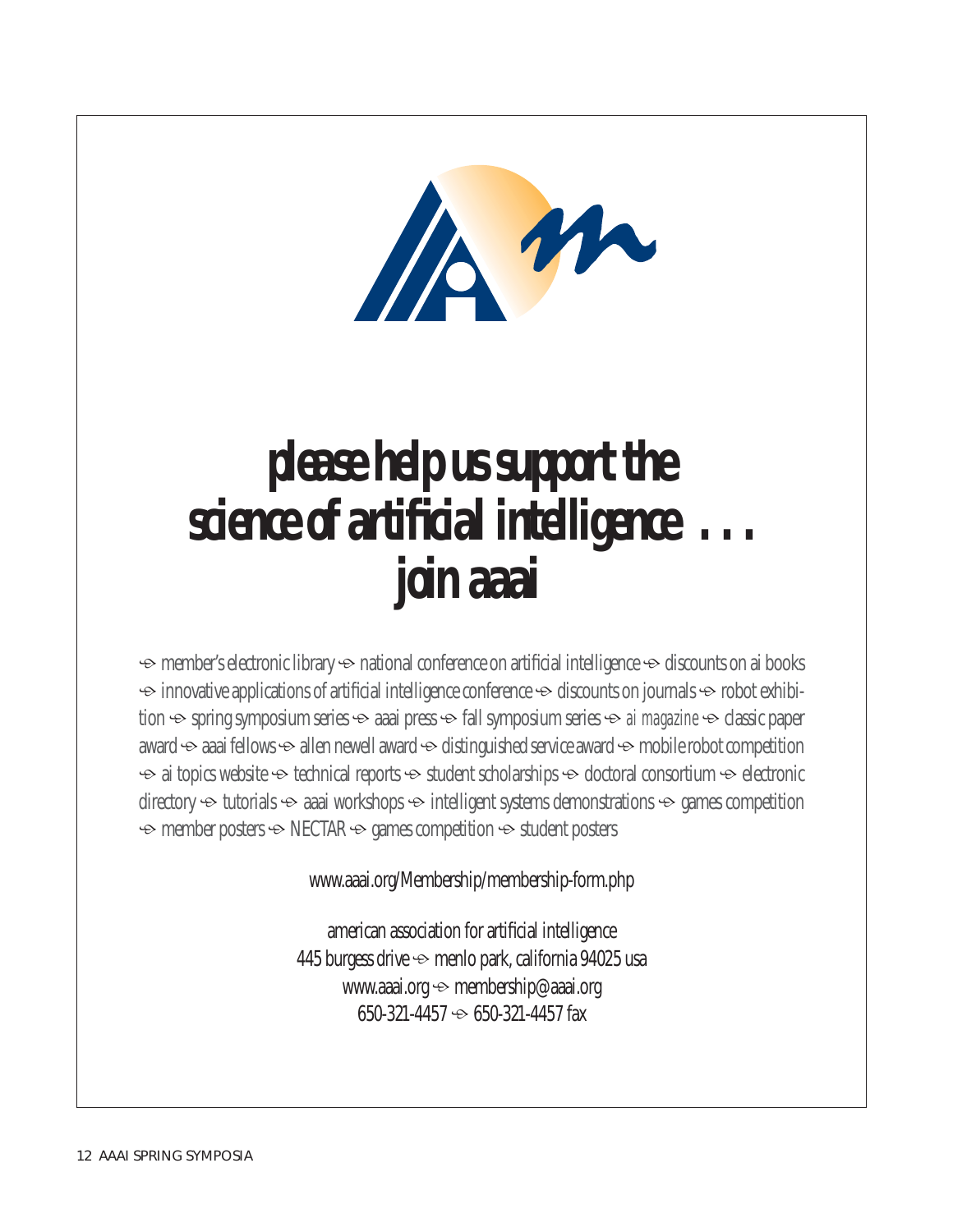# please help us support the science of artificial intelligence . . . join aaai

➺ member's electronic library ➺ national conference on artificial intelligence ➺ discounts on ai books ➺ innovative applications of artificial intelligence conference ➺ discounts on journals ➺ robot exhibition ➺ spring symposium series ➺ aaai press ➺ fall symposium series ➺ *ai magazine* ➺ classic paper award ➺ aaai fellows ➺ allen newell award ➺ distinguished service award ➺ mobile robot competition ➺ ai topics website ➺ technical reports ➺ student scholarships ➺ doctoral consortium ➺ electronic directory ➺ tutorials ➺ aaai workshops ➺ intelligent systems demonstrations ➺ games competition ➺ member posters ➺ NECTAR ➺ games competition ➺ student posters

www.aaai.org/Membership/membership-form.php

american association for artificial intelligence
445 burgess drive ➺ menlo park, california 94025 usa
www.aaai.org ➺ membership@aaai.org
650-321-4457 ➺ 650-321-4457 fax